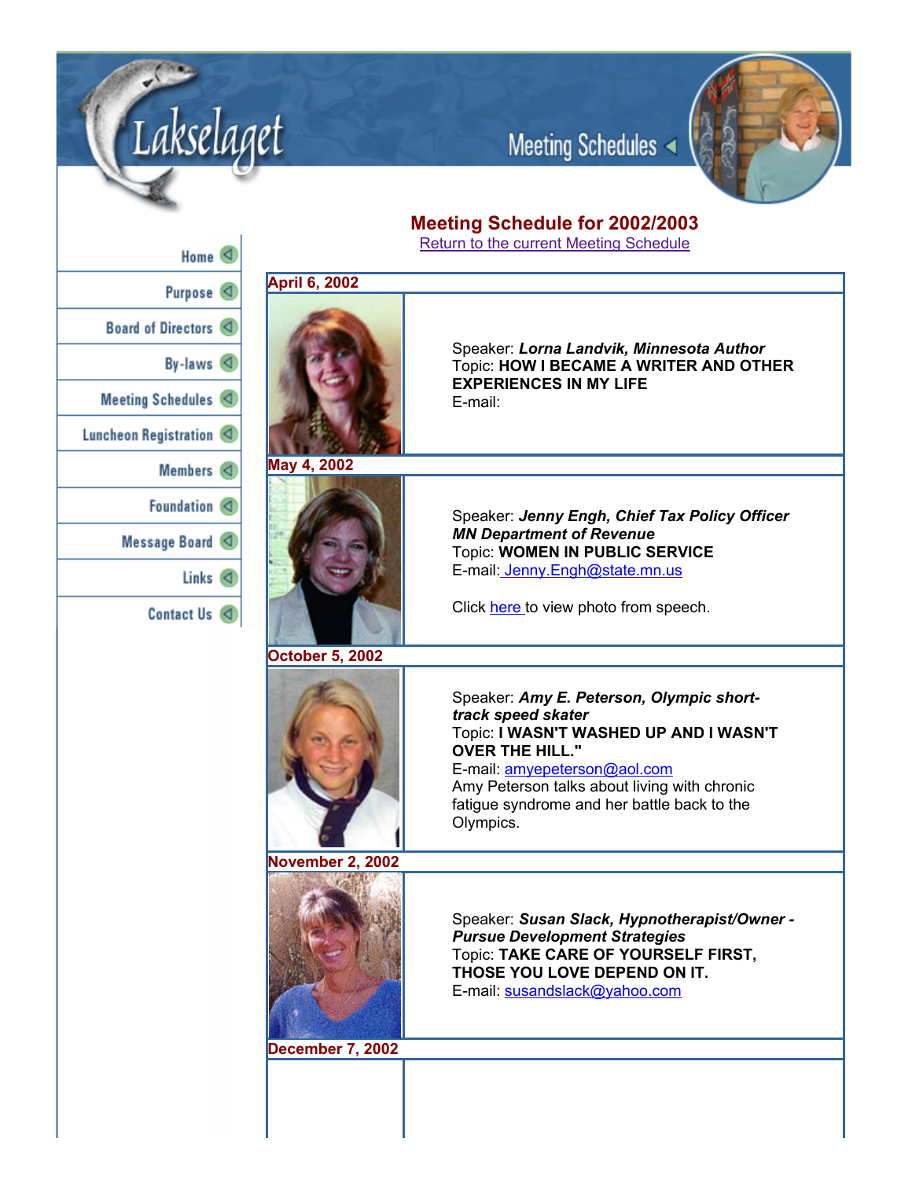Lakselaget

Meeting Schedules

- Home
- Purpose
- Board of Directors
- By-laws
- Meeting Schedules
- Luncheon Registration
- Members
- Foundation
- Message Board
- Links
- Contact Us

## Meeting Schedule for 2002/2003

Return to the current Meeting Schedule

**April 6, 2002**

Speaker: ***Lorna Landvik, Minnesota Author***
Topic: **HOW I BECAME A WRITER AND OTHER EXPERIENCES IN MY LIFE**
E-mail:

**May 4, 2002**

Speaker: ***Jenny Engh, Chief Tax Policy Officer MN Department of Revenue***
Topic: **WOMEN IN PUBLIC SERVICE**
E-mail: Jenny.Engh@state.mn.us

Click here to view photo from speech.

**October 5, 2002**

Speaker: ***Amy E. Peterson, Olympic short-track speed skater***
Topic: **I WASN'T WASHED UP AND I WASN'T OVER THE HILL."**
E-mail: amyepeterson@aol.com
Amy Peterson talks about living with chronic fatigue syndrome and her battle back to the Olympics.

**November 2, 2002**

Speaker: ***Susan Slack, Hypnotherapist/Owner - Pursue Development Strategies***
Topic: **TAKE CARE OF YOURSELF FIRST, THOSE YOU LOVE DEPEND ON IT.**
E-mail: susandslack@yahoo.com

**December 7, 2002**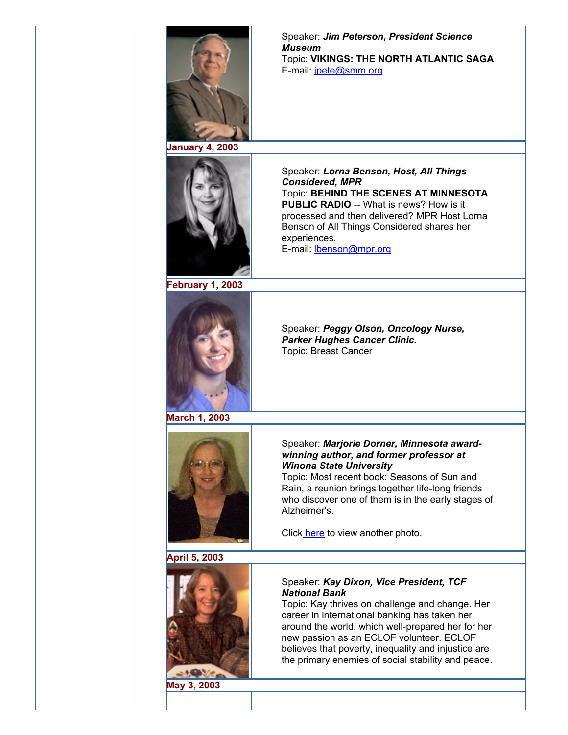Speaker: ***Jim Peterson, President Science Museum***
Topic: **VIKINGS: THE NORTH ATLANTIC SAGA**
E-mail: jpete@smm.org

**January 4, 2003**

Speaker: ***Lorna Benson, Host, All Things Considered, MPR***
Topic: **BEHIND THE SCENES AT MINNESOTA PUBLIC RADIO** -- What is news? How is it processed and then delivered? MPR Host Lorna Benson of All Things Considered shares her experiences.
E-mail: lbenson@mpr.org

**February 1, 2003**

Speaker: ***Peggy Olson, Oncology Nurse, Parker Hughes Cancer Clinic.***
Topic: Breast Cancer

**March 1, 2003**

Speaker: ***Marjorie Dorner, Minnesota award-winning author, and former professor at Winona State University***
Topic: Most recent book: Seasons of Sun and Rain, a reunion brings together life-long friends who discover one of them is in the early stages of Alzheimer's.

Click here to view another photo.

**April 5, 2003**

Speaker: ***Kay Dixon, Vice President, TCF National Bank***
Topic: Kay thrives on challenge and change. Her career in international banking has taken her around the world, which well-prepared her for her new passion as an ECLOF volunteer. ECLOF believes that poverty, inequality and injustice are the primary enemies of social stability and peace.

**May 3, 2003**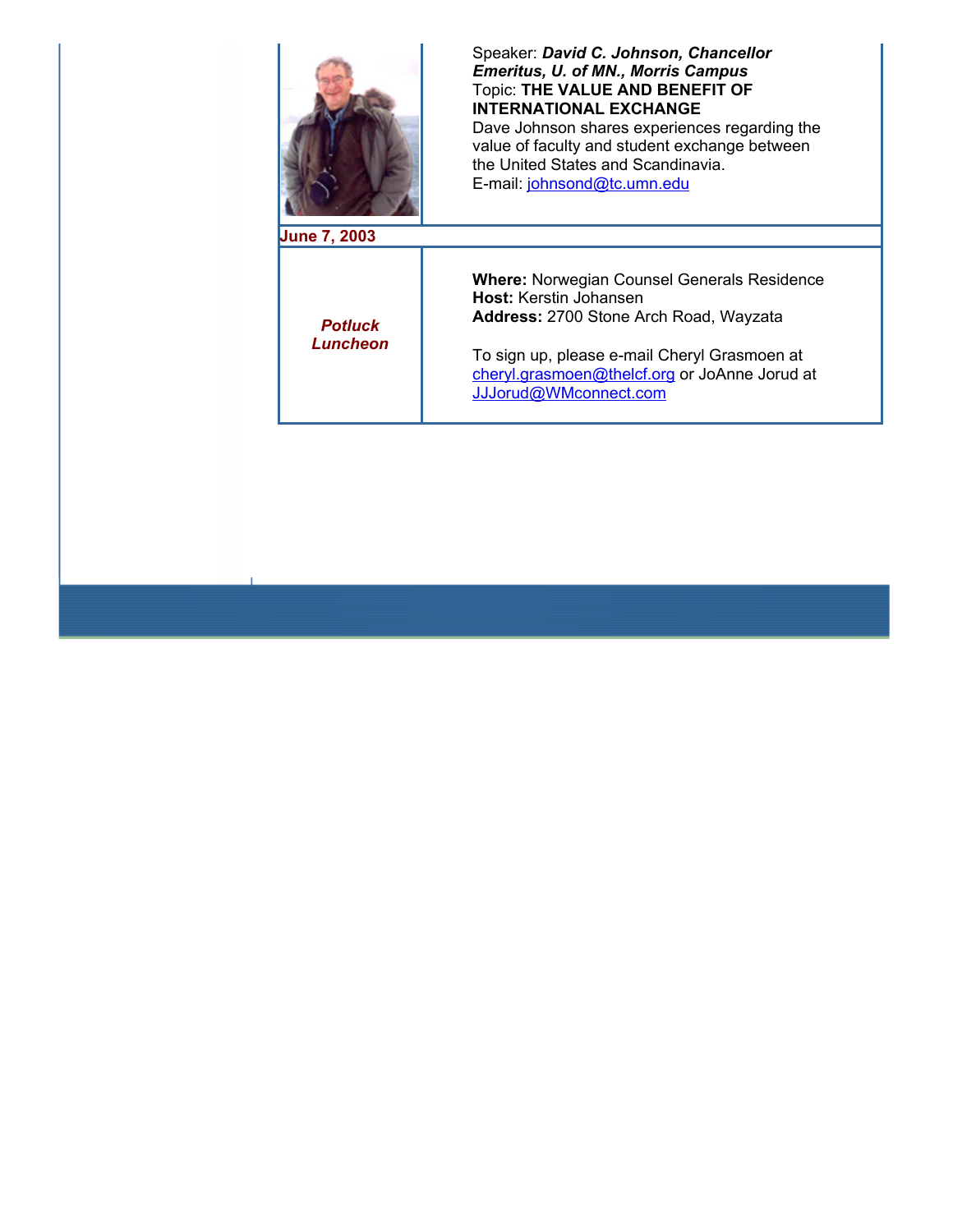Speaker: ***David C. Johnson, Chancellor Emeritus, U. of MN., Morris Campus***
Topic: **THE VALUE AND BENEFIT OF INTERNATIONAL EXCHANGE**
Dave Johnson shares experiences regarding the value of faculty and student exchange between the United States and Scandinavia.
E-mail: johnsond@tc.umn.edu

**June 7, 2003**

| | |
|---|---|
| ***Potluck Luncheon*** | **Where:** Norwegian Counsel Generals Residence<br>**Host:** Kerstin Johansen<br>**Address:** 2700 Stone Arch Road, Wayzata<br><br>To sign up, please e-mail Cheryl Grasmoen at cheryl.grasmoen@thelcf.org or JoAnne Jorud at JJJorud@WMconnect.com |